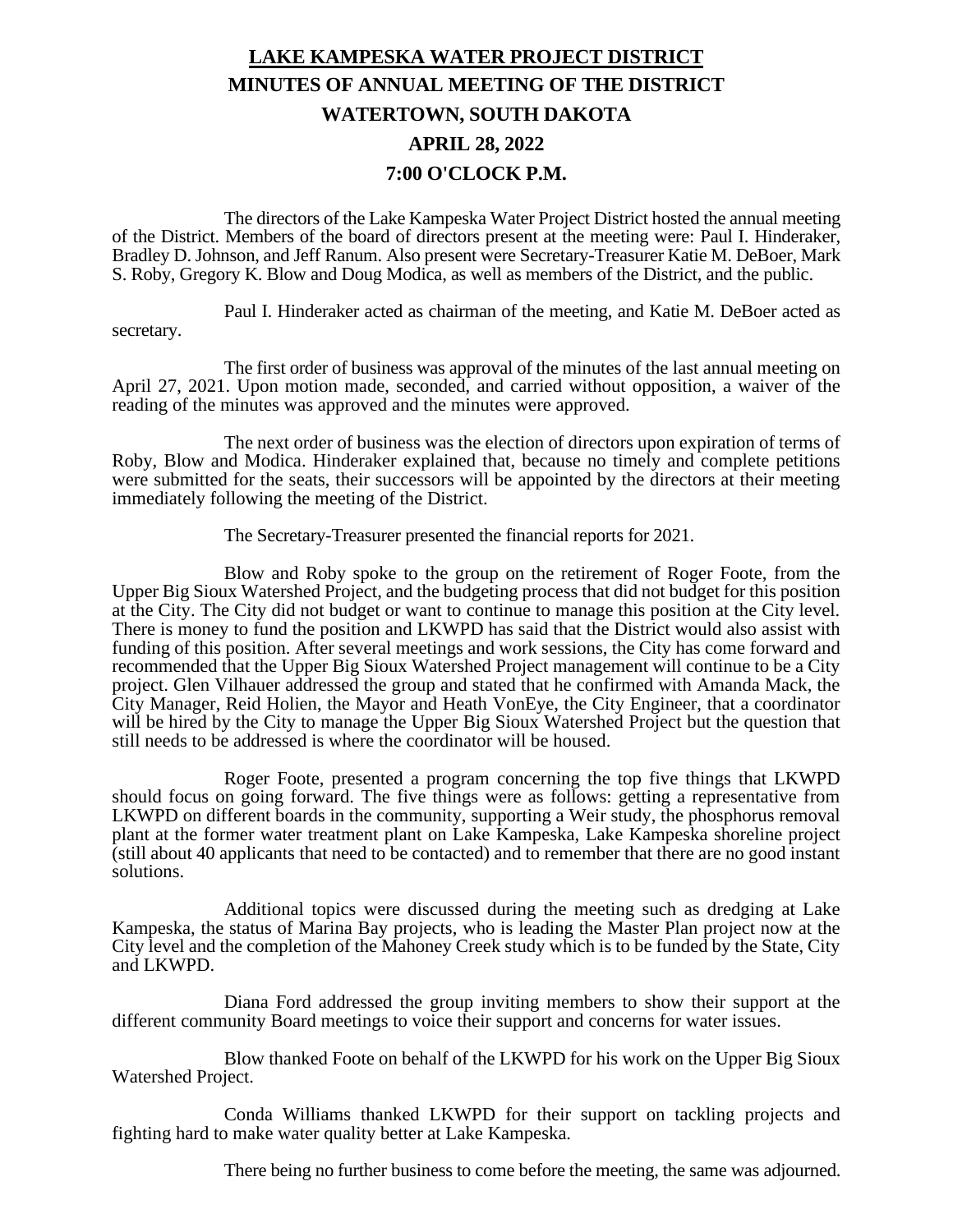# LAKE KAMPESKA WATER PROJECT DISTRICT

## MINUTES OF ANNUAL MEETING OF THE DISTRICT

## WATERTOWN, SOUTH DAKOTA

## APRIL 28, 2022

## 7:00 O'CLOCK P.M.

The directors of the Lake Kampeska Water Project District hosted the annual meeting of the District. Members of the board of directors present at the meeting were: Paul I. Hinderaker, Bradley D. Johnson, and Jeff Ranum. Also present were Secretary-Treasurer Katie M. DeBoer, Mark S. Roby, Gregory K. Blow and Doug Modica, as well as members of the District, and the public.

Paul I. Hinderaker acted as chairman of the meeting, and Katie M. DeBoer acted as secretary.

The first order of business was approval of the minutes of the last annual meeting on April 27, 2021. Upon motion made, seconded, and carried without opposition, a waiver of the reading of the minutes was approved and the minutes were approved.

The next order of business was the election of directors upon expiration of terms of Roby, Blow and Modica. Hinderaker explained that, because no timely and complete petitions were submitted for the seats, their successors will be appointed by the directors at their meeting immediately following the meeting of the District.

The Secretary-Treasurer presented the financial reports for 2021.

Blow and Roby spoke to the group on the retirement of Roger Foote, from the Upper Big Sioux Watershed Project, and the budgeting process that did not budget for this position at the City. The City did not budget or want to continue to manage this position at the City level. There is money to fund the position and LKWPD has said that the District would also assist with funding of this position. After several meetings and work sessions, the City has come forward and recommended that the Upper Big Sioux Watershed Project management will continue to be a City project. Glen Vilhauer addressed the group and stated that he confirmed with Amanda Mack, the City Manager, Reid Holien, the Mayor and Heath VonEye, the City Engineer, that a coordinator will be hired by the City to manage the Upper Big Sioux Watershed Project but the question that still needs to be addressed is where the coordinator will be housed.

Roger Foote, presented a program concerning the top five things that LKWPD should focus on going forward. The five things were as follows: getting a representative from LKWPD on different boards in the community, supporting a Weir study, the phosphorus removal plant at the former water treatment plant on Lake Kampeska, Lake Kampeska shoreline project (still about 40 applicants that need to be contacted) and to remember that there are no good instant solutions.

Additional topics were discussed during the meeting such as dredging at Lake Kampeska, the status of Marina Bay projects, who is leading the Master Plan project now at the City level and the completion of the Mahoney Creek study which is to be funded by the State, City and LKWPD.

Diana Ford addressed the group inviting members to show their support at the different community Board meetings to voice their support and concerns for water issues.

Blow thanked Foote on behalf of the LKWPD for his work on the Upper Big Sioux Watershed Project.

Conda Williams thanked LKWPD for their support on tackling projects and fighting hard to make water quality better at Lake Kampeska.

There being no further business to come before the meeting, the same was adjourned.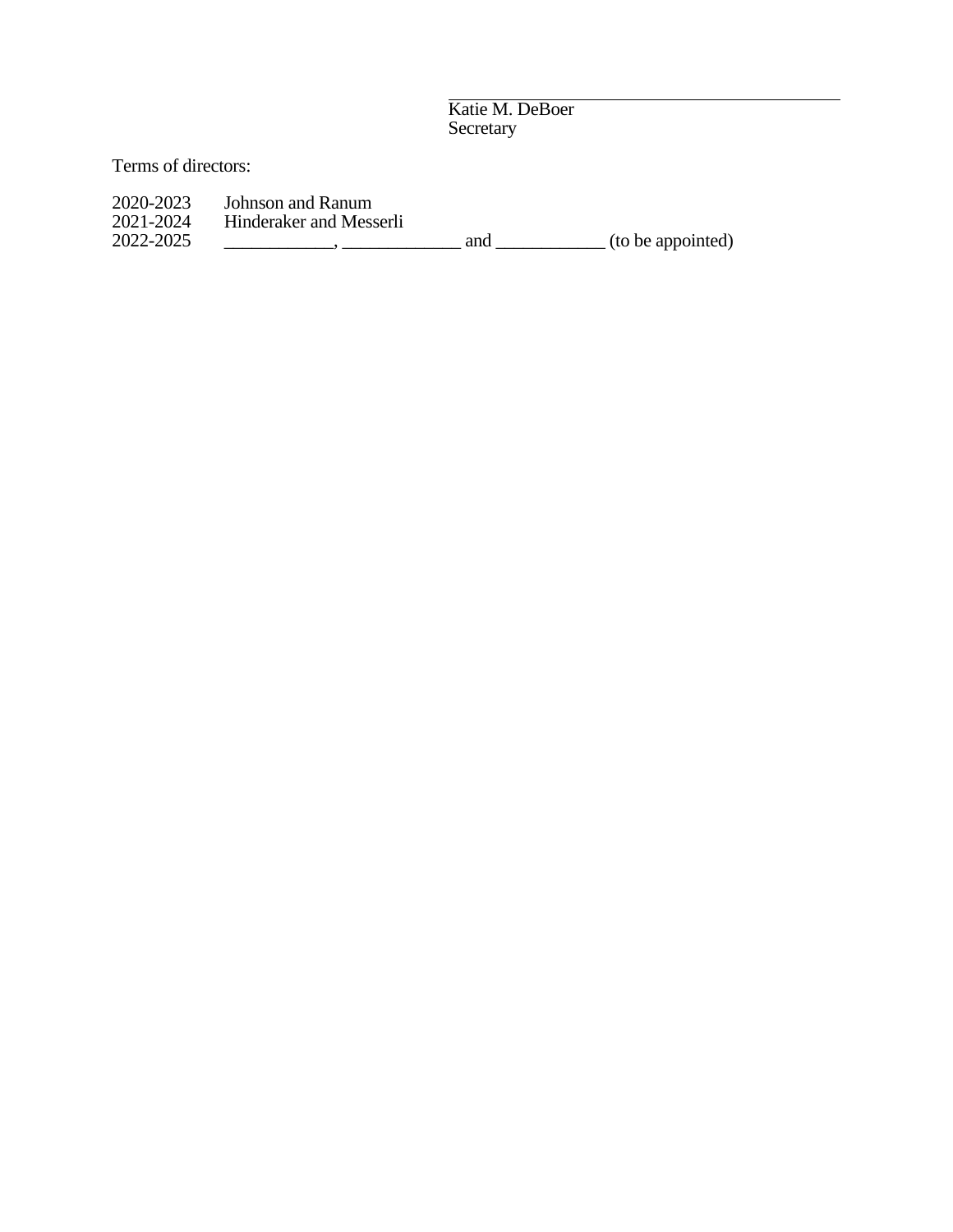\_\_\_\_\_\_\_\_\_\_\_\_\_\_\_\_\_\_\_\_\_\_\_\_\_\_\_\_\_\_\_\_\_\_\_\_\_\_\_\_
Katie M. DeBoer
Secretary

Terms of directors:

| | |
|---|---|
| 2020-2023 | Johnson and Ranum |
| 2021-2024 | Hinderaker and Messerli |
| 2022-2025 | \_\_\_\_\_\_\_\_\_\_\_\_, \_\_\_\_\_\_\_\_\_\_\_\_\_ and \_\_\_\_\_\_\_\_\_\_\_\_ (to be appointed) |